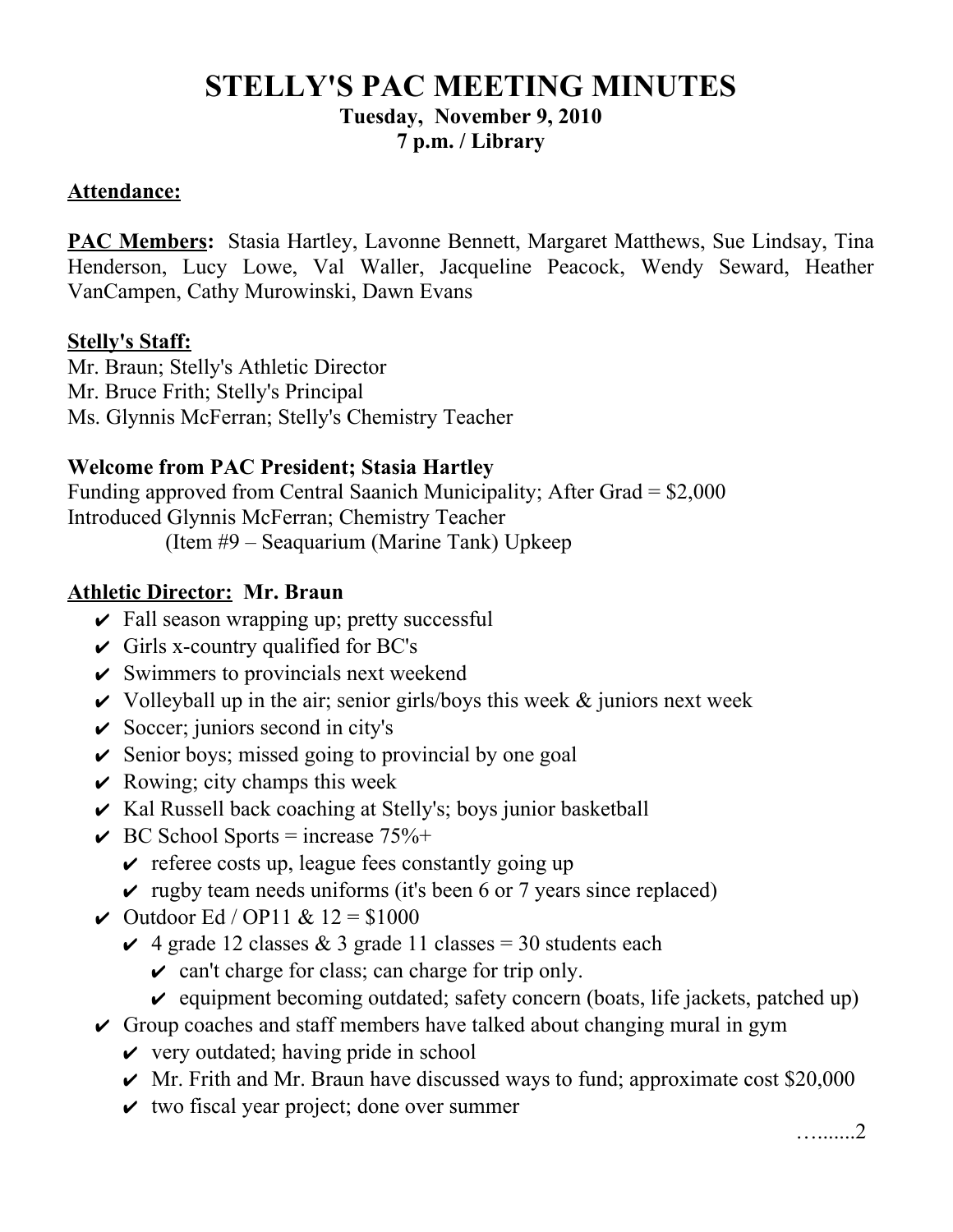# STELLY'S PAC MEETING MINUTES

**Tuesday, November 9, 2010**
**7 p.m. / Library**

**Attendance:**

**PAC Members:** Stasia Hartley, Lavonne Bennett, Margaret Matthews, Sue Lindsay, Tina Henderson, Lucy Lowe, Val Waller, Jacqueline Peacock, Wendy Seward, Heather VanCampen, Cathy Murowinski, Dawn Evans

**Stelly's Staff:**
Mr. Braun; Stelly's Athletic Director
Mr. Bruce Frith; Stelly's Principal
Ms. Glynnis McFerran; Stelly's Chemistry Teacher

**Welcome from PAC President; Stasia Hartley**
Funding approved from Central Saanich Municipality; After Grad = $2,000
Introduced Glynnis McFerran; Chemistry Teacher
(Item #9 – Seaquarium (Marine Tank) Upkeep

**Athletic Director: Mr. Braun**

- ✔ Fall season wrapping up; pretty successful
- ✔ Girls x-country qualified for BC's
- ✔ Swimmers to provincials next weekend
- ✔ Volleyball up in the air; senior girls/boys this week & juniors next week
- ✔ Soccer; juniors second in city's
- ✔ Senior boys; missed going to provincial by one goal
- ✔ Rowing; city champs this week
- ✔ Kal Russell back coaching at Stelly's; boys junior basketball
- ✔ BC School Sports = increase 75%+
  - ✔ referee costs up, league fees constantly going up
  - ✔ rugby team needs uniforms (it's been 6 or 7 years since replaced)
- ✔ Outdoor Ed / OP11 & 12 = $1000
  - ✔ 4 grade 12 classes & 3 grade 11 classes = 30 students each
    - ✔ can't charge for class; can charge for trip only.
    - ✔ equipment becoming outdated; safety concern (boats, life jackets, patched up)
- ✔ Group coaches and staff members have talked about changing mural in gym
  - ✔ very outdated; having pride in school
  - ✔ Mr. Frith and Mr. Braun have discussed ways to fund; approximate cost $20,000
  - ✔ two fiscal year project; done over summer

…......2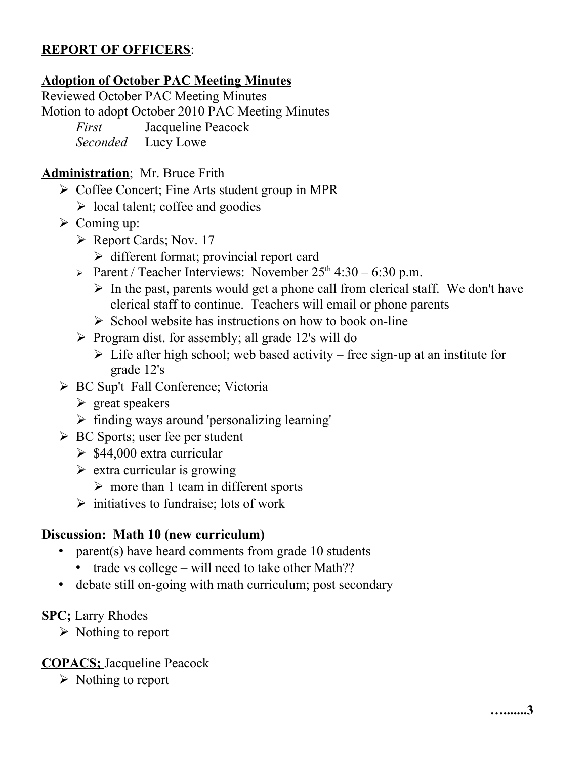**REPORT OF OFFICERS**:

**Adoption of October PAC Meeting Minutes**

Reviewed October PAC Meeting Minutes

Motion to adopt October 2010 PAC Meeting Minutes

*First* Jacqueline Peacock

*Seconded* Lucy Lowe

**Administration**; Mr. Bruce Frith

- Coffee Concert; Fine Arts student group in MPR
  - local talent; coffee and goodies
- Coming up:
  - Report Cards; Nov. 17
    - different format; provincial report card
  - Parent / Teacher Interviews: November 25th 4:30 – 6:30 p.m.
    - In the past, parents would get a phone call from clerical staff. We don't have clerical staff to continue. Teachers will email or phone parents
    - School website has instructions on how to book on-line
  - Program dist. for assembly; all grade 12's will do
    - Life after high school; web based activity – free sign-up at an institute for grade 12's
- BC Sup't Fall Conference; Victoria
  - great speakers
  - finding ways around 'personalizing learning'
- BC Sports; user fee per student
  - $44,000 extra curricular
  - extra curricular is growing
    - more than 1 team in different sports
  - initiatives to fundraise; lots of work

**Discussion: Math 10 (new curriculum)**

- parent(s) have heard comments from grade 10 students
  - trade vs college – will need to take other Math??
- debate still on-going with math curriculum; post secondary

**SPC;** Larry Rhodes

- Nothing to report

**COPACS;** Jacqueline Peacock

- Nothing to report

…......3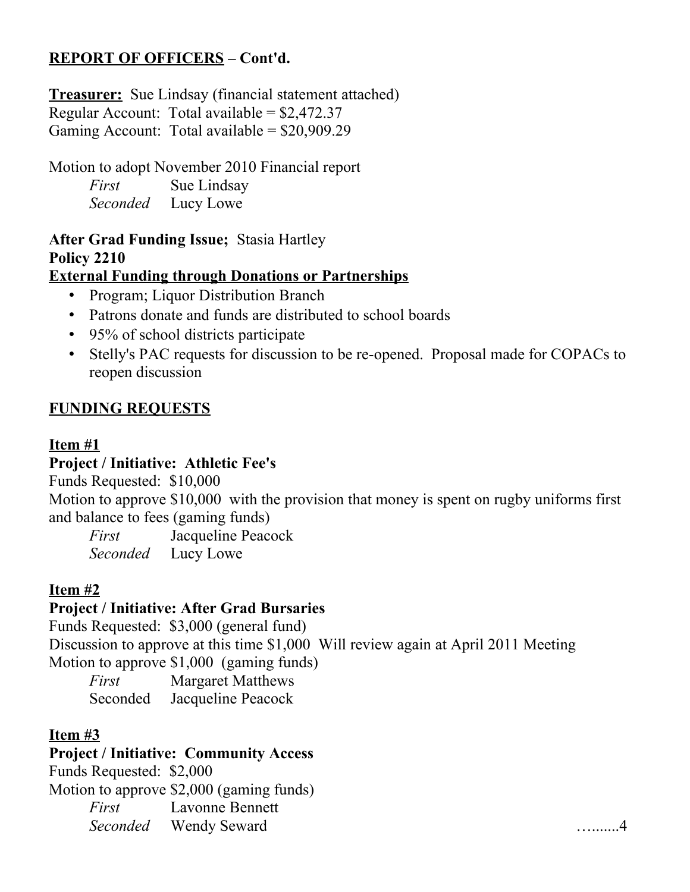**<u>REPORT OF OFFICERS</u> – Cont'd.**

**<u>Treasurer:</u>** Sue Lindsay (financial statement attached)
Regular Account: Total available = $2,472.37
Gaming Account: Total available = $20,909.29

Motion to adopt November 2010 Financial report
*First* Sue Lindsay
*Seconded* Lucy Lowe

**After Grad Funding Issue;** Stasia Hartley
**Policy 2210**
**<u>External Funding through Donations or Partnerships</u>**

- Program; Liquor Distribution Branch
- Patrons donate and funds are distributed to school boards
- 95% of school districts participate
- Stelly's PAC requests for discussion to be re-opened. Proposal made for COPACs to reopen discussion

**<u>FUNDING REQUESTS</u>**

**<u>Item #1</u>**
**Project / Initiative: Athletic Fee's**
Funds Requested: $10,000
Motion to approve $10,000 with the provision that money is spent on rugby uniforms first and balance to fees (gaming funds)
*First* Jacqueline Peacock
*Seconded* Lucy Lowe

**<u>Item #2</u>**
**Project / Initiative: After Grad Bursaries**
Funds Requested: $3,000 (general fund)
Discussion to approve at this time $1,000 Will review again at April 2011 Meeting
Motion to approve $1,000 (gaming funds)
*First* Margaret Matthews
Seconded Jacqueline Peacock

**<u>Item #3</u>**
**Project / Initiative: Community Access**
Funds Requested: $2,000
Motion to approve $2,000 (gaming funds)
*First* Lavonne Bennett
*Seconded* Wendy Seward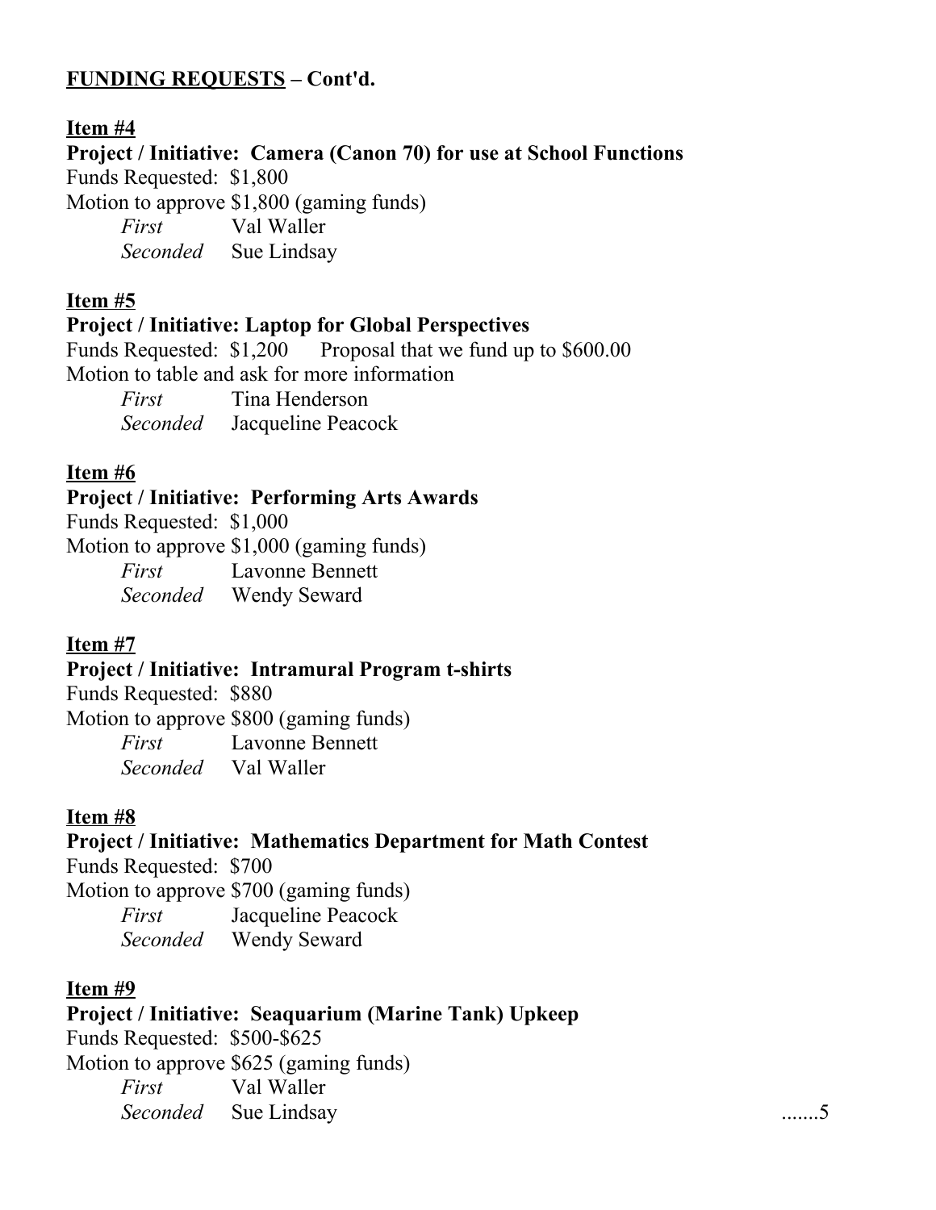**<u>FUNDING REQUESTS</u> – Cont'd.**

**<u>Item #4</u>**

**Project / Initiative: Camera (Canon 70) for use at School Functions**

Funds Requested: $1,800

Motion to approve $1,800 (gaming funds)

*First* Val Waller
*Seconded* Sue Lindsay

**<u>Item #5</u>**

**Project / Initiative: Laptop for Global Perspectives**

Funds Requested: $1,200 Proposal that we fund up to $600.00

Motion to table and ask for more information

*First* Tina Henderson
*Seconded* Jacqueline Peacock

**<u>Item #6</u>**

**Project / Initiative: Performing Arts Awards**

Funds Requested: $1,000

Motion to approve $1,000 (gaming funds)

*First* Lavonne Bennett
*Seconded* Wendy Seward

**<u>Item #7</u>**

**Project / Initiative: Intramural Program t-shirts**

Funds Requested: $880

Motion to approve $800 (gaming funds)

*First* Lavonne Bennett
*Seconded* Val Waller

**<u>Item #8</u>**

**Project / Initiative: Mathematics Department for Math Contest**

Funds Requested: $700

Motion to approve $700 (gaming funds)

*First* Jacqueline Peacock
*Seconded* Wendy Seward

**<u>Item #9</u>**

**Project / Initiative: Seaquarium (Marine Tank) Upkeep**

Funds Requested: $500-$625

Motion to approve $625 (gaming funds)

*First* Val Waller
*Seconded* Sue Lindsay

.......5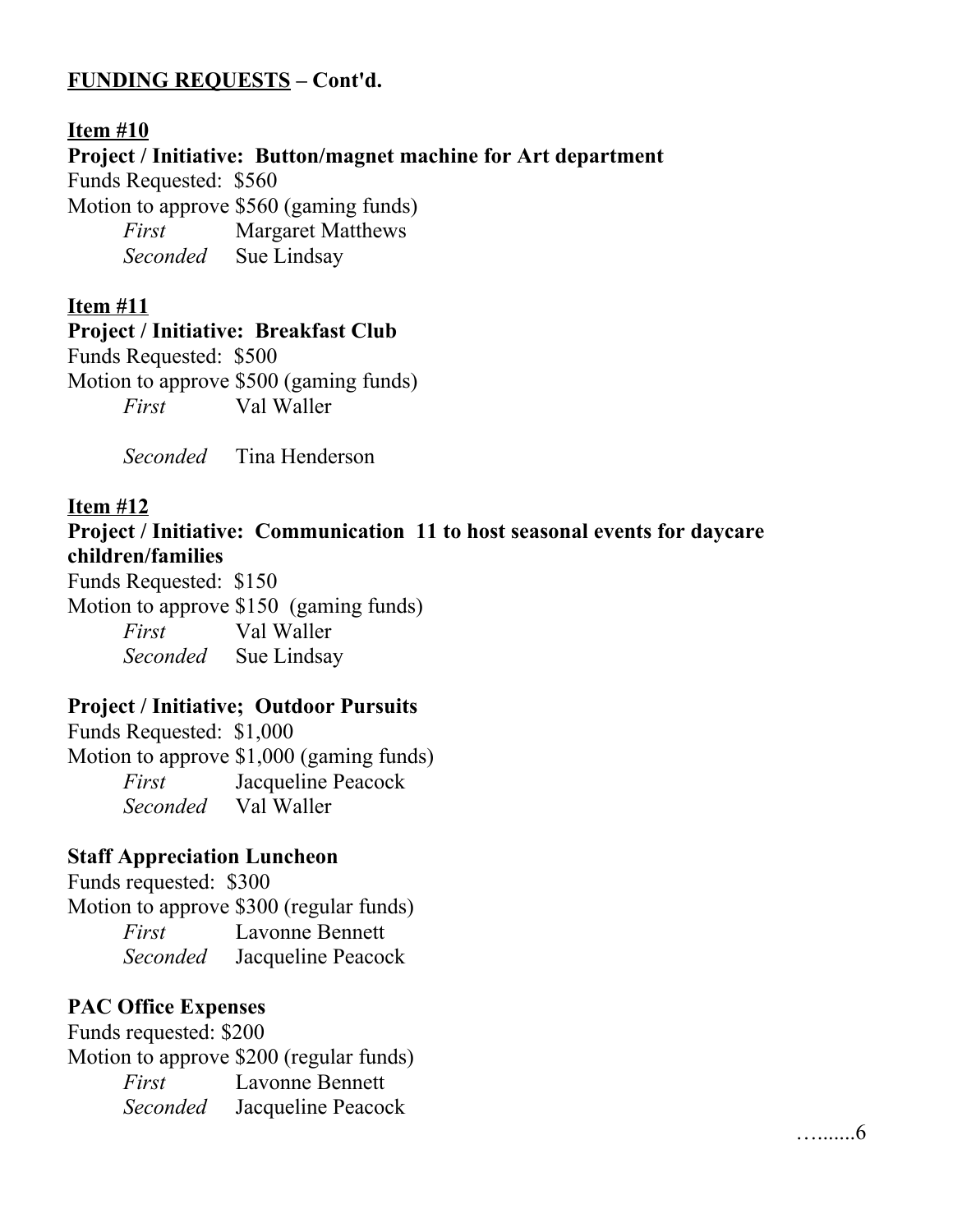**<u>FUNDING REQUESTS</u> – Cont'd.**

**<u>Item #10</u>**

**Project / Initiative: Button/magnet machine for Art department**

Funds Requested: $560

Motion to approve $560 (gaming funds)

*First* Margaret Matthews

*Seconded* Sue Lindsay

**<u>Item #11</u>**

**Project / Initiative: Breakfast Club**

Funds Requested: $500

Motion to approve $500 (gaming funds)

*First* Val Waller

*Seconded* Tina Henderson

**<u>Item #12</u>**

**Project / Initiative: Communication 11 to host seasonal events for daycare children/families**

Funds Requested: $150

Motion to approve $150 (gaming funds)

*First* Val Waller

*Seconded* Sue Lindsay

**Project / Initiative; Outdoor Pursuits**

Funds Requested: $1,000

Motion to approve $1,000 (gaming funds)

*First* Jacqueline Peacock

*Seconded* Val Waller

**Staff Appreciation Luncheon**

Funds requested: $300

Motion to approve $300 (regular funds)

*First* Lavonne Bennett

*Seconded* Jacqueline Peacock

**PAC Office Expenses**

Funds requested: $200

Motion to approve $200 (regular funds)

*First* Lavonne Bennett

*Seconded* Jacqueline Peacock

…......6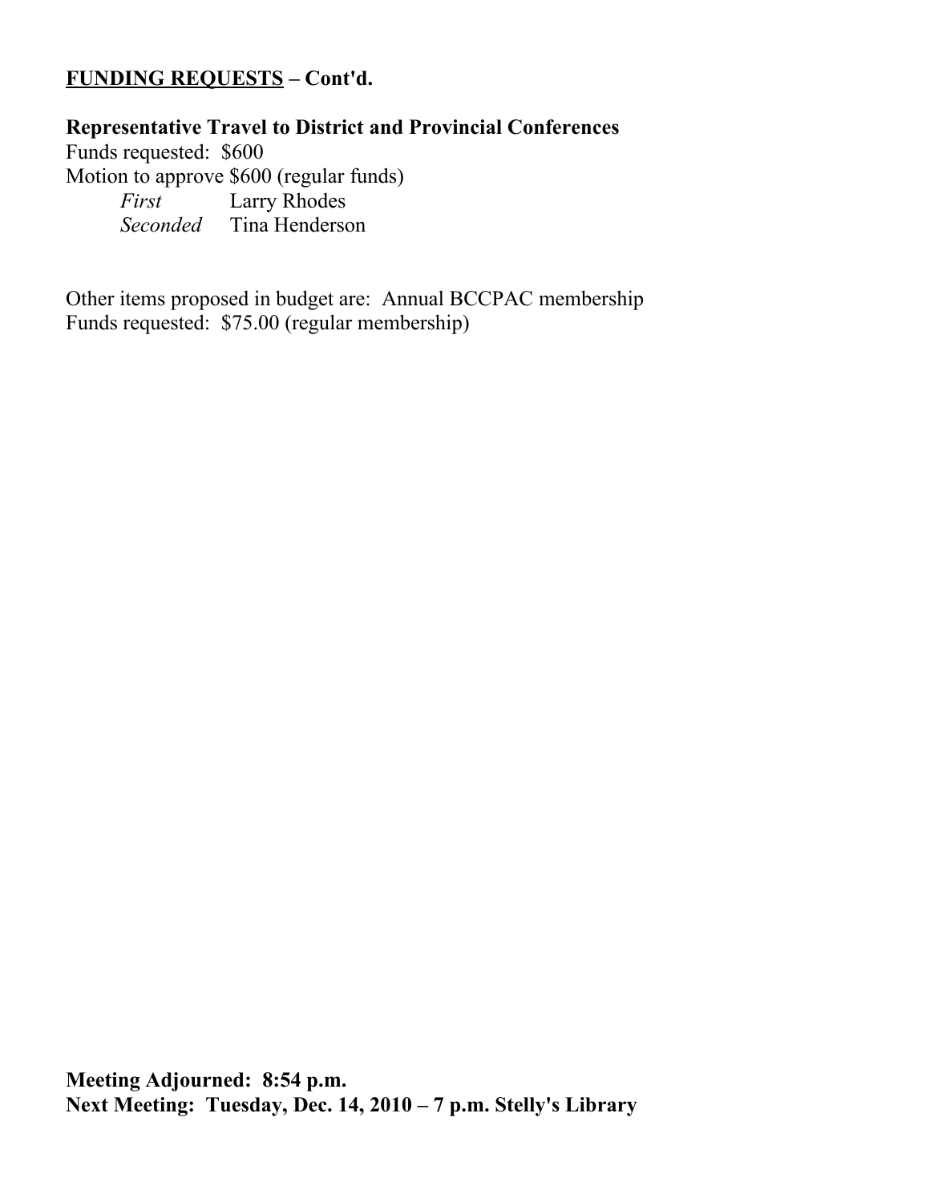**<u>FUNDING REQUESTS</u> – Cont'd.**

**Representative Travel to District and Provincial Conferences**

Funds requested: $600

Motion to approve $600 (regular funds)

*First* Larry Rhodes

*Seconded* Tina Henderson

Other items proposed in budget are: Annual BCCPAC membership

Funds requested: $75.00 (regular membership)

**Meeting Adjourned: 8:54 p.m.**

**Next Meeting: Tuesday, Dec. 14, 2010 – 7 p.m. Stelly's Library**